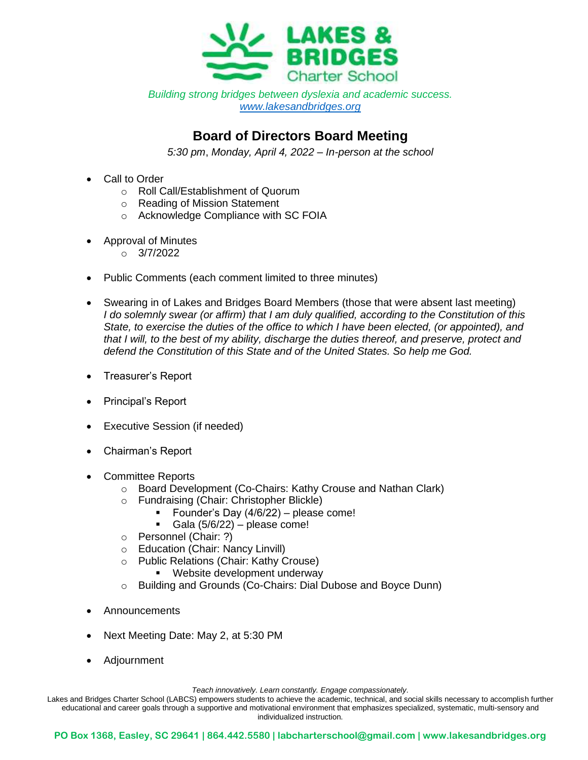# LAKES & BRIDGES Charter School

*Building strong bridges between dyslexia and academic success.*
[www.lakesandbridges.org](http://www.lakesandbridges.org)

## Board of Directors Board Meeting

*5:30 pm, Monday, April 4, 2022 – In-person at the school*

- Call to Order
  - Roll Call/Establishment of Quorum
  - Reading of Mission Statement
  - Acknowledge Compliance with SC FOIA
- Approval of Minutes
  - 3/7/2022
- Public Comments (each comment limited to three minutes)
- Swearing in of Lakes and Bridges Board Members (those that were absent last meeting)
  *I do solemnly swear (or affirm) that I am duly qualified, according to the Constitution of this State, to exercise the duties of the office to which I have been elected, (or appointed), and that I will, to the best of my ability, discharge the duties thereof, and preserve, protect and defend the Constitution of this State and of the United States. So help me God.*
- Treasurer's Report
- Principal's Report
- Executive Session (if needed)
- Chairman's Report
- Committee Reports
  - Board Development (Co-Chairs: Kathy Crouse and Nathan Clark)
  - Fundraising (Chair: Christopher Blickle)
    - Founder's Day (4/6/22) – please come!
    - Gala (5/6/22) – please come!
  - Personnel (Chair: ?)
  - Education (Chair: Nancy Linvill)
  - Public Relations (Chair: Kathy Crouse)
    - Website development underway
  - Building and Grounds (Co-Chairs: Dial Dubose and Boyce Dunn)
- Announcements
- Next Meeting Date: May 2, at 5:30 PM
- Adjournment

*Teach innovatively. Learn constantly. Engage compassionately.*

Lakes and Bridges Charter School (LABCS) empowers students to achieve the academic, technical, and social skills necessary to accomplish further educational and career goals through a supportive and motivational environment that emphasizes specialized, systematic, multi-sensory and individualized instruction.

**PO Box 1368, Easley, SC 29641 | 864.442.5580 | labcharterschool@gmail.com | www.lakesandbridges.org**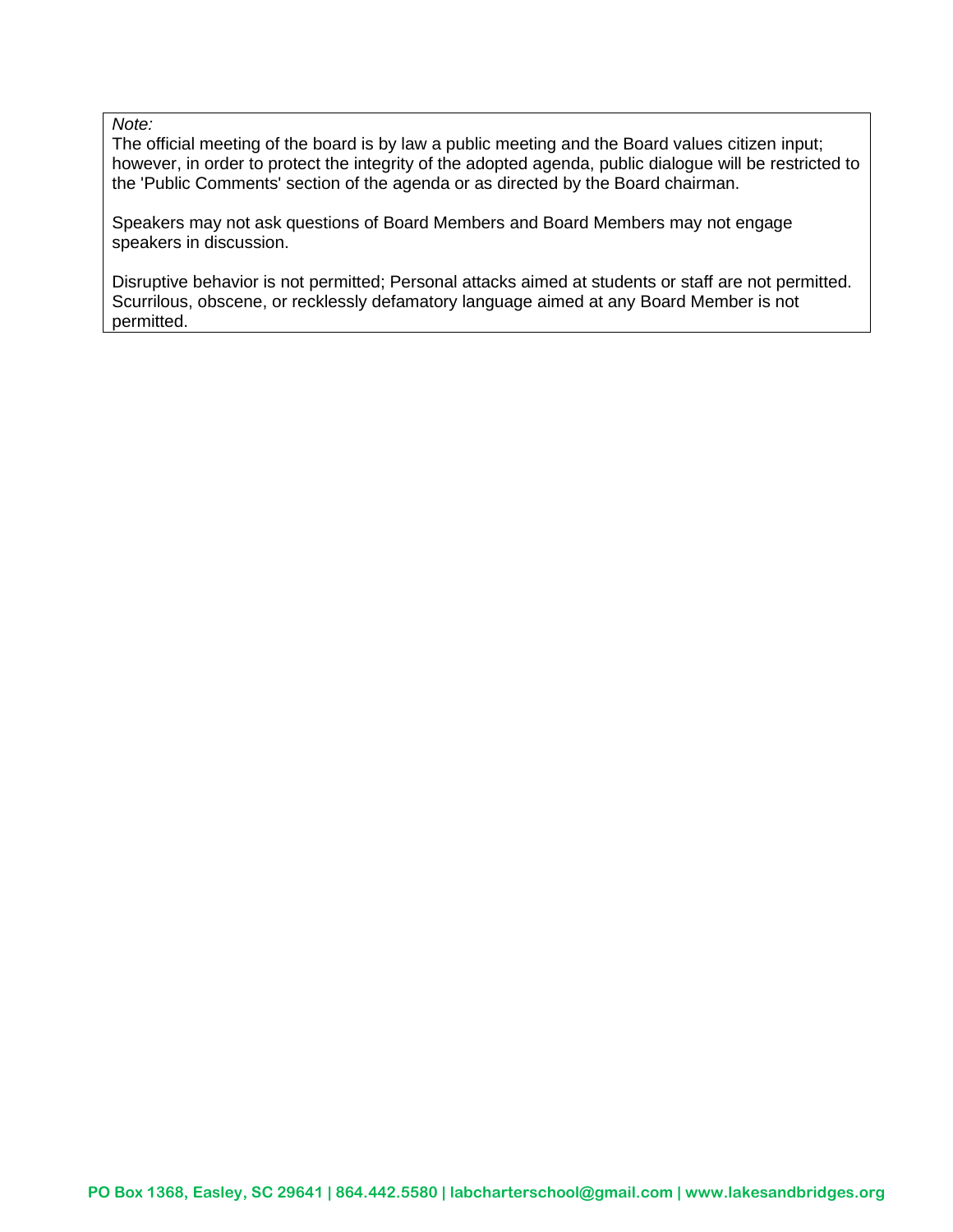*Note:*

The official meeting of the board is by law a public meeting and the Board values citizen input; however, in order to protect the integrity of the adopted agenda, public dialogue will be restricted to the 'Public Comments' section of the agenda or as directed by the Board chairman.

Speakers may not ask questions of Board Members and Board Members may not engage speakers in discussion.

Disruptive behavior is not permitted; Personal attacks aimed at students or staff are not permitted. Scurrilous, obscene, or recklessly defamatory language aimed at any Board Member is not permitted.

**PO Box 1368, Easley, SC 29641 | 864.442.5580 | labcharterschool@gmail.com | www.lakesandbridges.org**